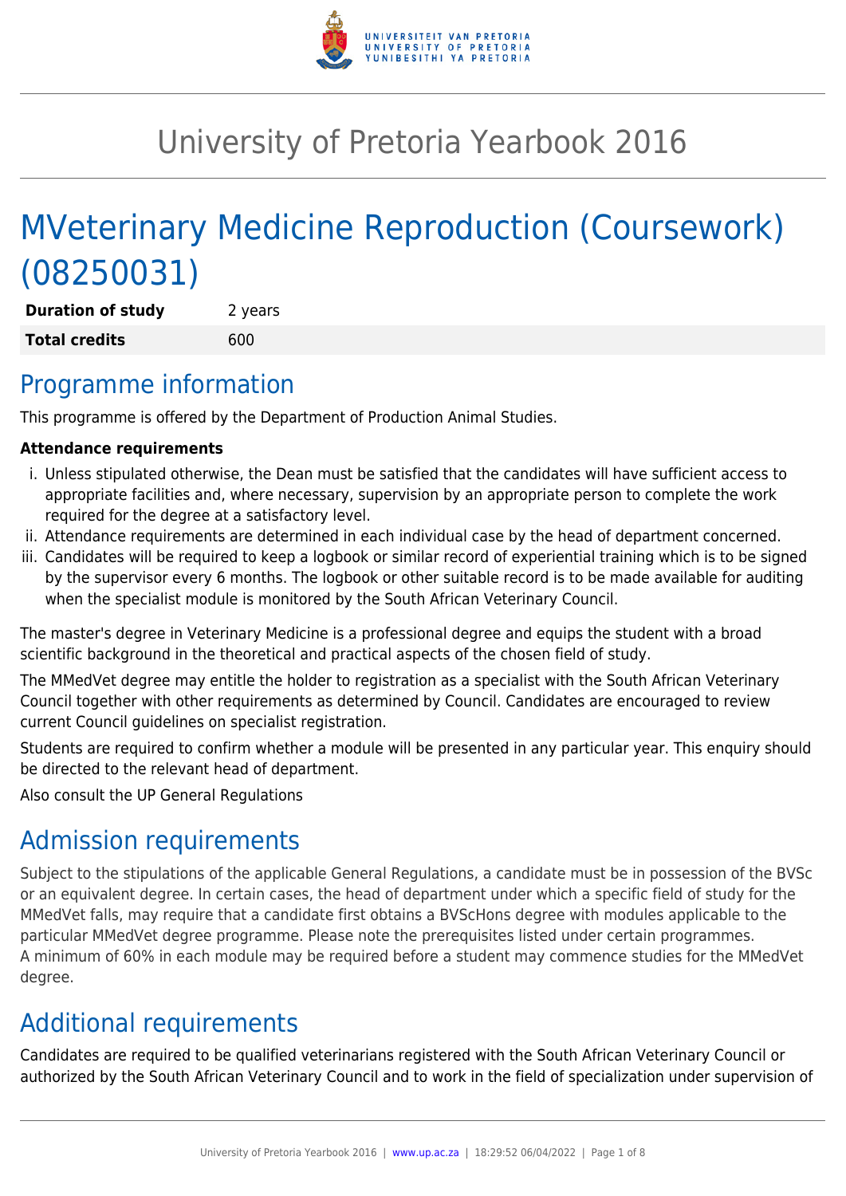# University of Pretoria Yearbook 2016

# MVeterinary Medicine Reproduction (Coursework) (08250031)

| | |
|---|---|
| **Duration of study** | 2 years |
| **Total credits** | 600 |

## Programme information

This programme is offered by the Department of Production Animal Studies.

**Attendance requirements**

i. Unless stipulated otherwise, the Dean must be satisfied that the candidates will have sufficient access to appropriate facilities and, where necessary, supervision by an appropriate person to complete the work required for the degree at a satisfactory level.
ii. Attendance requirements are determined in each individual case by the head of department concerned.
iii. Candidates will be required to keep a logbook or similar record of experiential training which is to be signed by the supervisor every 6 months. The logbook or other suitable record is to be made available for auditing when the specialist module is monitored by the South African Veterinary Council.

The master's degree in Veterinary Medicine is a professional degree and equips the student with a broad scientific background in the theoretical and practical aspects of the chosen field of study.

The MMedVet degree may entitle the holder to registration as a specialist with the South African Veterinary Council together with other requirements as determined by Council. Candidates are encouraged to review current Council guidelines on specialist registration.

Students are required to confirm whether a module will be presented in any particular year. This enquiry should be directed to the relevant head of department.

Also consult the UP General Regulations

## Admission requirements

Subject to the stipulations of the applicable General Regulations, a candidate must be in possession of the BVSc or an equivalent degree. In certain cases, the head of department under which a specific field of study for the MMedVet falls, may require that a candidate first obtains a BVScHons degree with modules applicable to the particular MMedVet degree programme. Please note the prerequisites listed under certain programmes.
A minimum of 60% in each module may be required before a student may commence studies for the MMedVet degree.

## Additional requirements

Candidates are required to be qualified veterinarians registered with the South African Veterinary Council or authorized by the South African Veterinary Council and to work in the field of specialization under supervision of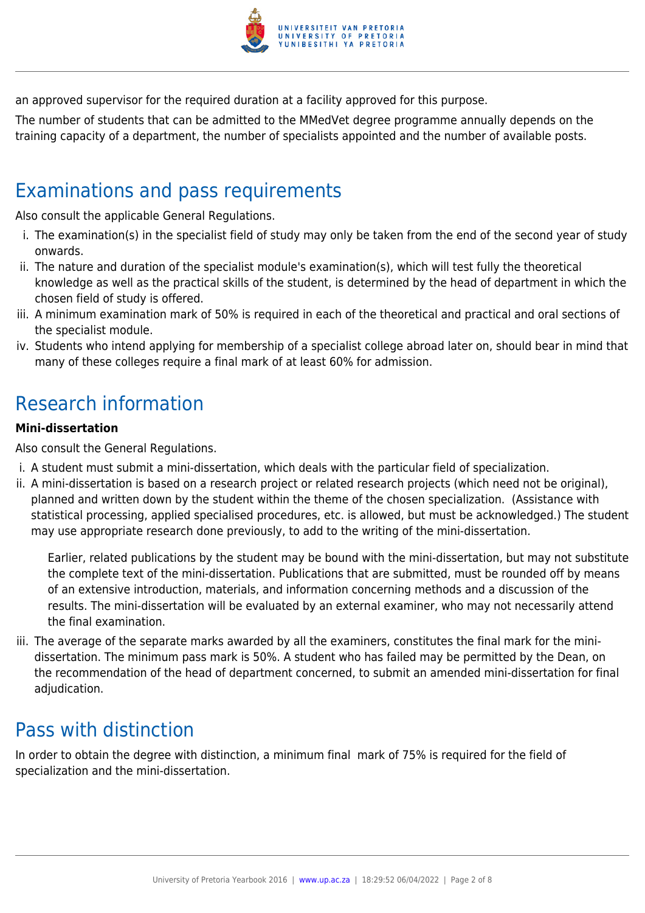an approved supervisor for the required duration at a facility approved for this purpose.

The number of students that can be admitted to the MMedVet degree programme annually depends on the training capacity of a department, the number of specialists appointed and the number of available posts.

## Examinations and pass requirements

Also consult the applicable General Regulations.

i. The examination(s) in the specialist field of study may only be taken from the end of the second year of study onwards.
ii. The nature and duration of the specialist module's examination(s), which will test fully the theoretical knowledge as well as the practical skills of the student, is determined by the head of department in which the chosen field of study is offered.
iii. A minimum examination mark of 50% is required in each of the theoretical and practical and oral sections of the specialist module.
iv. Students who intend applying for membership of a specialist college abroad later on, should bear in mind that many of these colleges require a final mark of at least 60% for admission.

## Research information

**Mini-dissertation**

Also consult the General Regulations.

i. A student must submit a mini-dissertation, which deals with the particular field of specialization.
ii. A mini-dissertation is based on a research project or related research projects (which need not be original), planned and written down by the student within the theme of the chosen specialization. (Assistance with statistical processing, applied specialised procedures, etc. is allowed, but must be acknowledged.) The student may use appropriate research done previously, to add to the writing of the mini-dissertation.

   Earlier, related publications by the student may be bound with the mini-dissertation, but may not substitute the complete text of the mini-dissertation. Publications that are submitted, must be rounded off by means of an extensive introduction, materials, and information concerning methods and a discussion of the results. The mini-dissertation will be evaluated by an external examiner, who may not necessarily attend the final examination.

iii. The average of the separate marks awarded by all the examiners, constitutes the final mark for the mini-dissertation. The minimum pass mark is 50%. A student who has failed may be permitted by the Dean, on the recommendation of the head of department concerned, to submit an amended mini-dissertation for final adjudication.

## Pass with distinction

In order to obtain the degree with distinction, a minimum final mark of 75% is required for the field of specialization and the mini-dissertation.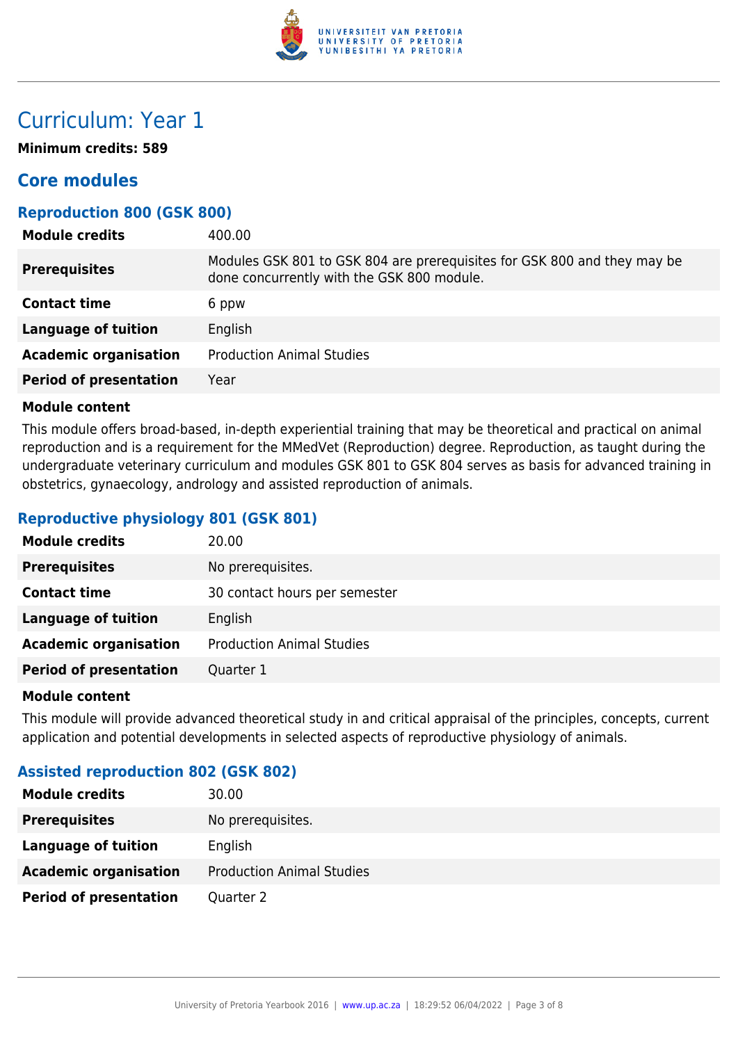# Curriculum: Year 1

**Minimum credits: 589**

## Core modules

### Reproduction 800 (GSK 800)

| | |
|---|---|
| **Module credits** | 400.00 |
| **Prerequisites** | Modules GSK 801 to GSK 804 are prerequisites for GSK 800 and they may be done concurrently with the GSK 800 module. |
| **Contact time** | 6 ppw |
| **Language of tuition** | English |
| **Academic organisation** | Production Animal Studies |
| **Period of presentation** | Year |

**Module content**

This module offers broad-based, in-depth experiential training that may be theoretical and practical on animal reproduction and is a requirement for the MMedVet (Reproduction) degree. Reproduction, as taught during the undergraduate veterinary curriculum and modules GSK 801 to GSK 804 serves as basis for advanced training in obstetrics, gynaecology, andrology and assisted reproduction of animals.

### Reproductive physiology 801 (GSK 801)

| | |
|---|---|
| **Module credits** | 20.00 |
| **Prerequisites** | No prerequisites. |
| **Contact time** | 30 contact hours per semester |
| **Language of tuition** | English |
| **Academic organisation** | Production Animal Studies |
| **Period of presentation** | Quarter 1 |

**Module content**

This module will provide advanced theoretical study in and critical appraisal of the principles, concepts, current application and potential developments in selected aspects of reproductive physiology of animals.

### Assisted reproduction 802 (GSK 802)

| | |
|---|---|
| **Module credits** | 30.00 |
| **Prerequisites** | No prerequisites. |
| **Language of tuition** | English |
| **Academic organisation** | Production Animal Studies |
| **Period of presentation** | Quarter 2 |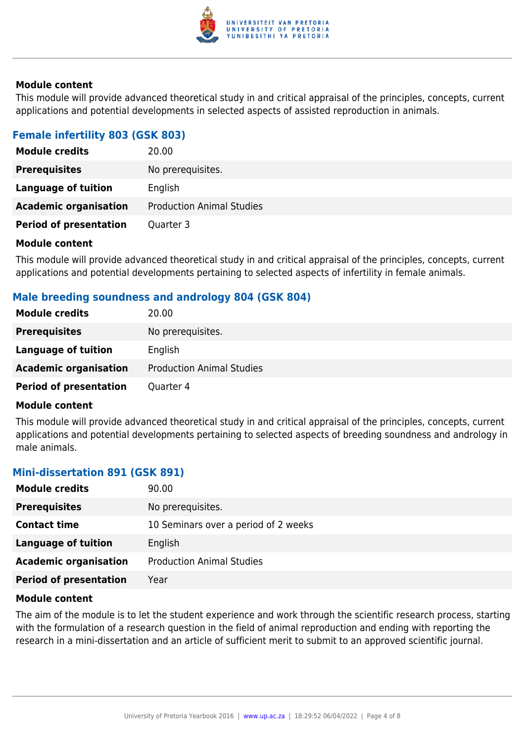#### Module content

This module will provide advanced theoretical study in and critical appraisal of the principles, concepts, current applications and potential developments in selected aspects of assisted reproduction in animals.

### Female infertility 803 (GSK 803)

| | |
|---|---|
| **Module credits** | 20.00 |
| **Prerequisites** | No prerequisites. |
| **Language of tuition** | English |
| **Academic organisation** | Production Animal Studies |
| **Period of presentation** | Quarter 3 |

#### Module content

This module will provide advanced theoretical study in and critical appraisal of the principles, concepts, current applications and potential developments pertaining to selected aspects of infertility in female animals.

### Male breeding soundness and andrology 804 (GSK 804)

| | |
|---|---|
| **Module credits** | 20.00 |
| **Prerequisites** | No prerequisites. |
| **Language of tuition** | English |
| **Academic organisation** | Production Animal Studies |
| **Period of presentation** | Quarter 4 |

#### Module content

This module will provide advanced theoretical study in and critical appraisal of the principles, concepts, current applications and potential developments pertaining to selected aspects of breeding soundness and andrology in male animals.

### Mini-dissertation 891 (GSK 891)

| | |
|---|---|
| **Module credits** | 90.00 |
| **Prerequisites** | No prerequisites. |
| **Contact time** | 10 Seminars over a period of 2 weeks |
| **Language of tuition** | English |
| **Academic organisation** | Production Animal Studies |
| **Period of presentation** | Year |

#### Module content

The aim of the module is to let the student experience and work through the scientific research process, starting with the formulation of a research question in the field of animal reproduction and ending with reporting the research in a mini-dissertation and an article of sufficient merit to submit to an approved scientific journal.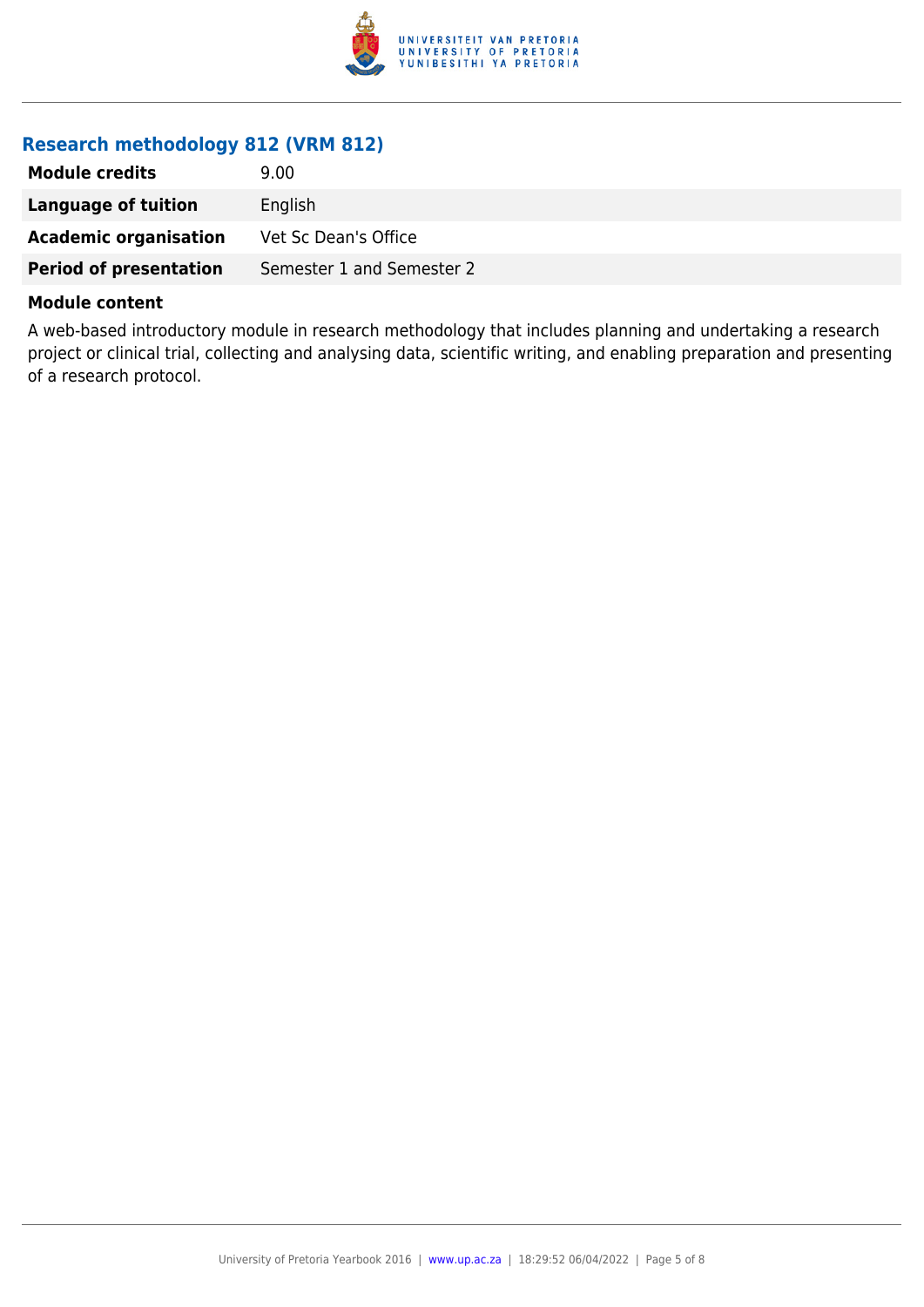## Research methodology 812 (VRM 812)

| | |
|---|---|
| **Module credits** | 9.00 |
| **Language of tuition** | English |
| **Academic organisation** | Vet Sc Dean's Office |
| **Period of presentation** | Semester 1 and Semester 2 |

**Module content**

A web-based introductory module in research methodology that includes planning and undertaking a research project or clinical trial, collecting and analysing data, scientific writing, and enabling preparation and presenting of a research protocol.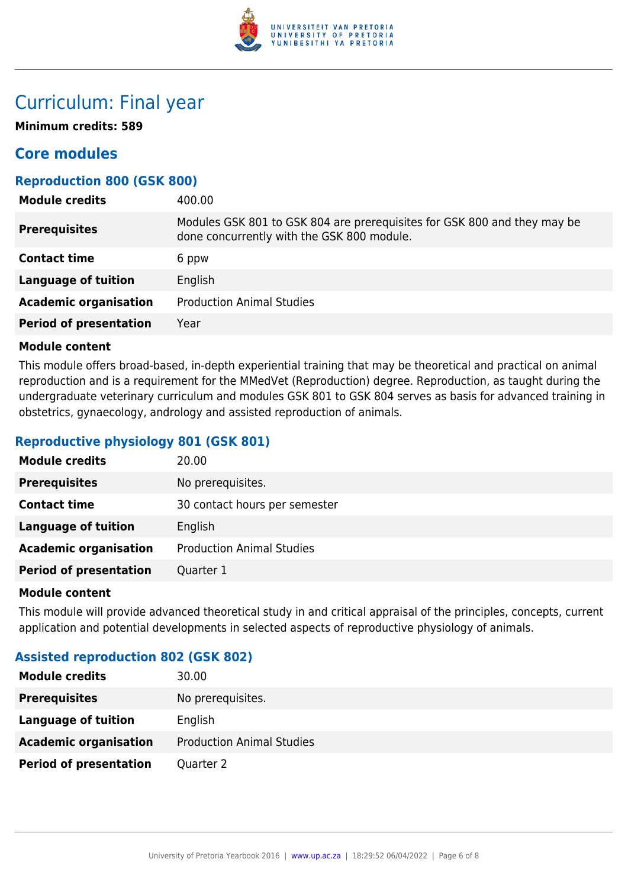# Curriculum: Final year

**Minimum credits: 589**

## Core modules

### Reproduction 800 (GSK 800)

| | |
|---|---|
| **Module credits** | 400.00 |
| **Prerequisites** | Modules GSK 801 to GSK 804 are prerequisites for GSK 800 and they may be done concurrently with the GSK 800 module. |
| **Contact time** | 6 ppw |
| **Language of tuition** | English |
| **Academic organisation** | Production Animal Studies |
| **Period of presentation** | Year |

**Module content**

This module offers broad-based, in-depth experiential training that may be theoretical and practical on animal reproduction and is a requirement for the MMedVet (Reproduction) degree. Reproduction, as taught during the undergraduate veterinary curriculum and modules GSK 801 to GSK 804 serves as basis for advanced training in obstetrics, gynaecology, andrology and assisted reproduction of animals.

### Reproductive physiology 801 (GSK 801)

| | |
|---|---|
| **Module credits** | 20.00 |
| **Prerequisites** | No prerequisites. |
| **Contact time** | 30 contact hours per semester |
| **Language of tuition** | English |
| **Academic organisation** | Production Animal Studies |
| **Period of presentation** | Quarter 1 |

**Module content**

This module will provide advanced theoretical study in and critical appraisal of the principles, concepts, current application and potential developments in selected aspects of reproductive physiology of animals.

### Assisted reproduction 802 (GSK 802)

| | |
|---|---|
| **Module credits** | 30.00 |
| **Prerequisites** | No prerequisites. |
| **Language of tuition** | English |
| **Academic organisation** | Production Animal Studies |
| **Period of presentation** | Quarter 2 |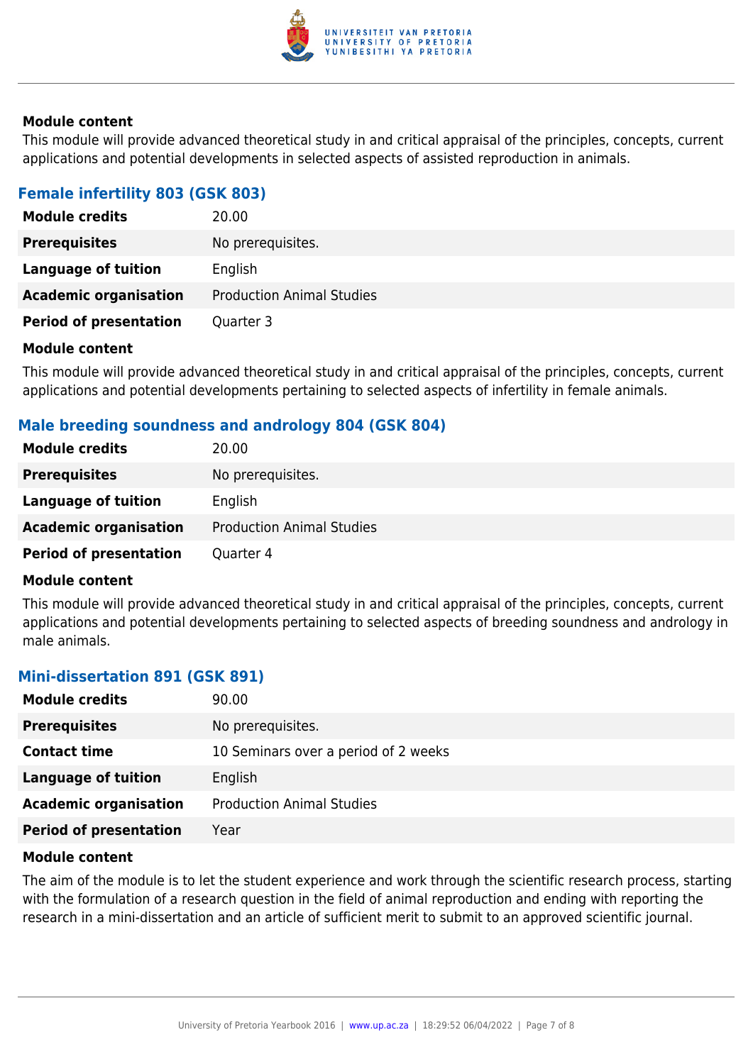**Module content**

This module will provide advanced theoretical study in and critical appraisal of the principles, concepts, current applications and potential developments in selected aspects of assisted reproduction in animals.

### Female infertility 803 (GSK 803)

| | |
|---|---|
| **Module credits** | 20.00 |
| **Prerequisites** | No prerequisites. |
| **Language of tuition** | English |
| **Academic organisation** | Production Animal Studies |
| **Period of presentation** | Quarter 3 |

**Module content**

This module will provide advanced theoretical study in and critical appraisal of the principles, concepts, current applications and potential developments pertaining to selected aspects of infertility in female animals.

### Male breeding soundness and andrology 804 (GSK 804)

| | |
|---|---|
| **Module credits** | 20.00 |
| **Prerequisites** | No prerequisites. |
| **Language of tuition** | English |
| **Academic organisation** | Production Animal Studies |
| **Period of presentation** | Quarter 4 |

**Module content**

This module will provide advanced theoretical study in and critical appraisal of the principles, concepts, current applications and potential developments pertaining to selected aspects of breeding soundness and andrology in male animals.

### Mini-dissertation 891 (GSK 891)

| | |
|---|---|
| **Module credits** | 90.00 |
| **Prerequisites** | No prerequisites. |
| **Contact time** | 10 Seminars over a period of 2 weeks |
| **Language of tuition** | English |
| **Academic organisation** | Production Animal Studies |
| **Period of presentation** | Year |

**Module content**

The aim of the module is to let the student experience and work through the scientific research process, starting with the formulation of a research question in the field of animal reproduction and ending with reporting the research in a mini-dissertation and an article of sufficient merit to submit to an approved scientific journal.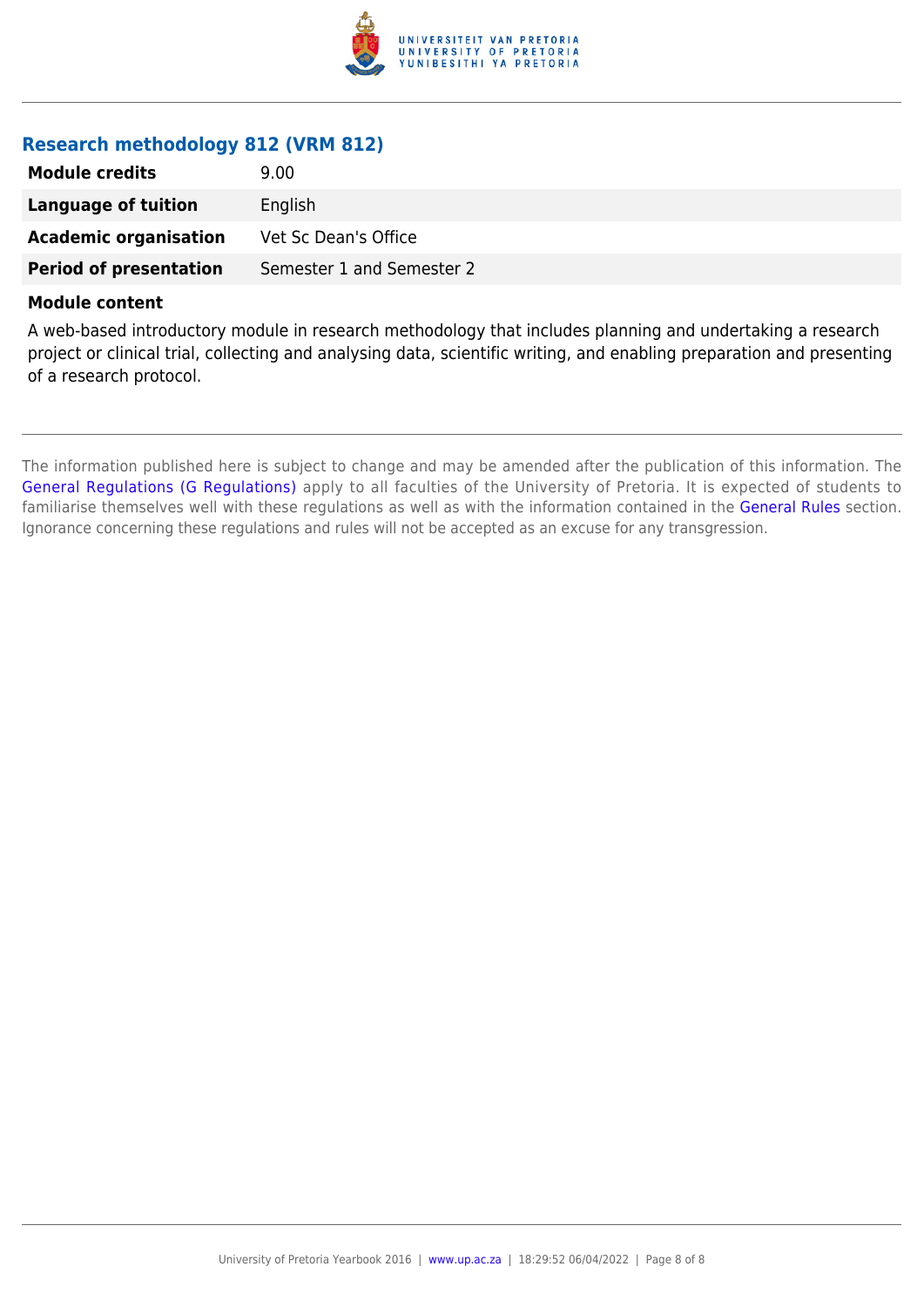### Research methodology 812 (VRM 812)

| | |
|---|---|
| **Module credits** | 9.00 |
| **Language of tuition** | English |
| **Academic organisation** | Vet Sc Dean's Office |
| **Period of presentation** | Semester 1 and Semester 2 |

**Module content**

A web-based introductory module in research methodology that includes planning and undertaking a research project or clinical trial, collecting and analysing data, scientific writing, and enabling preparation and presenting of a research protocol.

---

The information published here is subject to change and may be amended after the publication of this information. The General Regulations (G Regulations) apply to all faculties of the University of Pretoria. It is expected of students to familiarise themselves well with these regulations as well as with the information contained in the General Rules section. Ignorance concerning these regulations and rules will not be accepted as an excuse for any transgression.